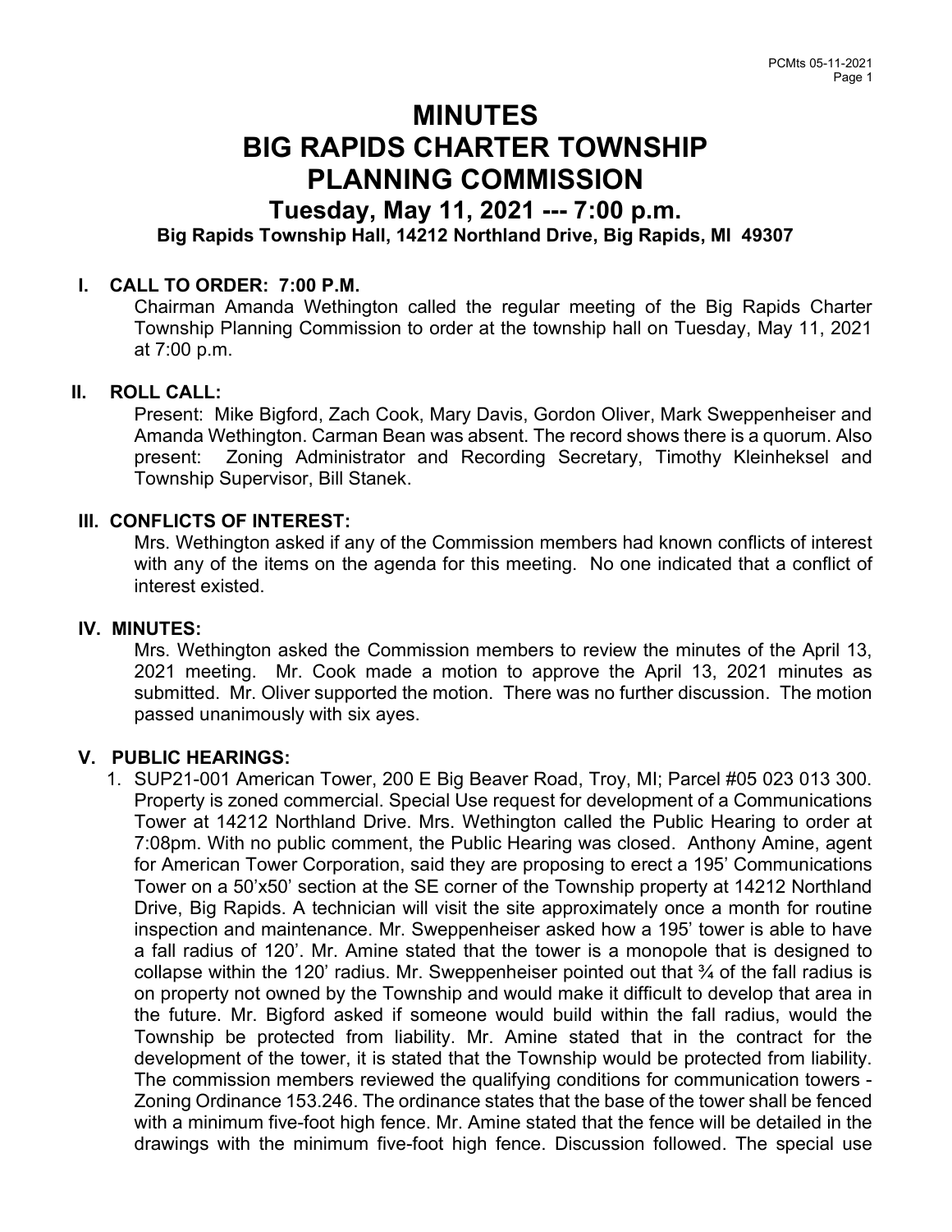# MINUTES
# BIG RAPIDS CHARTER TOWNSHIP
# PLANNING COMMISSION

## Tuesday, May 11, 2021 --- 7:00 p.m.

**Big Rapids Township Hall, 14212 Northland Drive, Big Rapids, MI 49307**

### I. CALL TO ORDER: 7:00 P.M.

Chairman Amanda Wethington called the regular meeting of the Big Rapids Charter Township Planning Commission to order at the township hall on Tuesday, May 11, 2021 at 7:00 p.m.

### II. ROLL CALL:

Present: Mike Bigford, Zach Cook, Mary Davis, Gordon Oliver, Mark Sweppenheiser and Amanda Wethington. Carman Bean was absent. The record shows there is a quorum. Also present: Zoning Administrator and Recording Secretary, Timothy Kleinheksel and Township Supervisor, Bill Stanek.

### III. CONFLICTS OF INTEREST:

Mrs. Wethington asked if any of the Commission members had known conflicts of interest with any of the items on the agenda for this meeting. No one indicated that a conflict of interest existed.

### IV. MINUTES:

Mrs. Wethington asked the Commission members to review the minutes of the April 13, 2021 meeting. Mr. Cook made a motion to approve the April 13, 2021 minutes as submitted. Mr. Oliver supported the motion. There was no further discussion. The motion passed unanimously with six ayes.

### V. PUBLIC HEARINGS:

1. SUP21-001 American Tower, 200 E Big Beaver Road, Troy, MI; Parcel #05 023 013 300. Property is zoned commercial. Special Use request for development of a Communications Tower at 14212 Northland Drive. Mrs. Wethington called the Public Hearing to order at 7:08pm. With no public comment, the Public Hearing was closed. Anthony Amine, agent for American Tower Corporation, said they are proposing to erect a 195' Communications Tower on a 50'x50' section at the SE corner of the Township property at 14212 Northland Drive, Big Rapids. A technician will visit the site approximately once a month for routine inspection and maintenance. Mr. Sweppenheiser asked how a 195' tower is able to have a fall radius of 120'. Mr. Amine stated that the tower is a monopole that is designed to collapse within the 120' radius. Mr. Sweppenheiser pointed out that ¾ of the fall radius is on property not owned by the Township and would make it difficult to develop that area in the future. Mr. Bigford asked if someone would build within the fall radius, would the Township be protected from liability. Mr. Amine stated that in the contract for the development of the tower, it is stated that the Township would be protected from liability. The commission members reviewed the qualifying conditions for communication towers - Zoning Ordinance 153.246. The ordinance states that the base of the tower shall be fenced with a minimum five-foot high fence. Mr. Amine stated that the fence will be detailed in the drawings with the minimum five-foot high fence. Discussion followed. The special use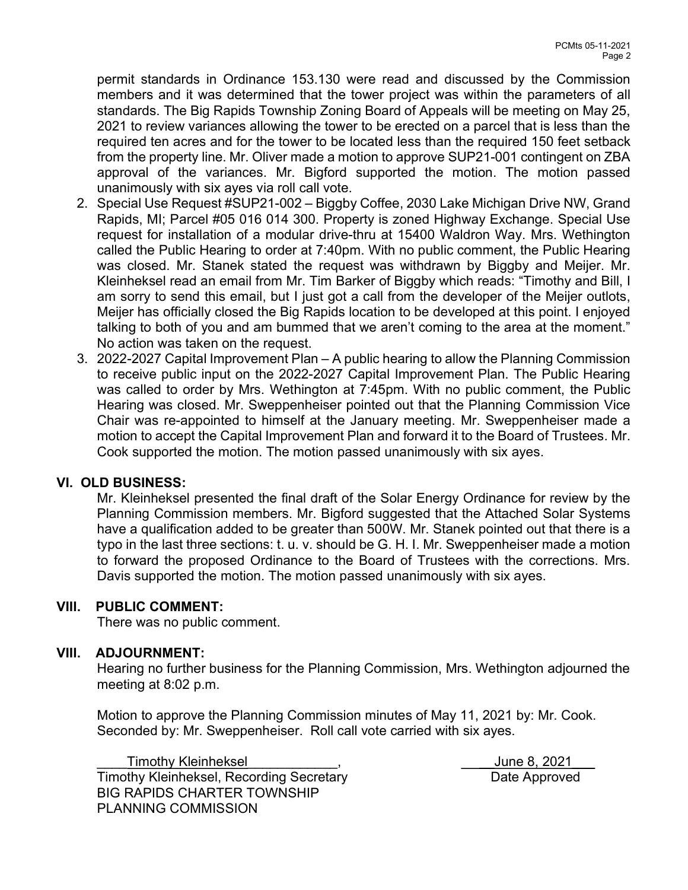permit standards in Ordinance 153.130 were read and discussed by the Commission members and it was determined that the tower project was within the parameters of all standards. The Big Rapids Township Zoning Board of Appeals will be meeting on May 25, 2021 to review variances allowing the tower to be erected on a parcel that is less than the required ten acres and for the tower to be located less than the required 150 feet setback from the property line. Mr. Oliver made a motion to approve SUP21-001 contingent on ZBA approval of the variances. Mr. Bigford supported the motion. The motion passed unanimously with six ayes via roll call vote.

2. Special Use Request #SUP21-002 – Biggby Coffee, 2030 Lake Michigan Drive NW, Grand Rapids, MI; Parcel #05 016 014 300. Property is zoned Highway Exchange. Special Use request for installation of a modular drive-thru at 15400 Waldron Way. Mrs. Wethington called the Public Hearing to order at 7:40pm. With no public comment, the Public Hearing was closed. Mr. Stanek stated the request was withdrawn by Biggby and Meijer. Mr. Kleinheksel read an email from Mr. Tim Barker of Biggby which reads: "Timothy and Bill, I am sorry to send this email, but I just got a call from the developer of the Meijer outlots, Meijer has officially closed the Big Rapids location to be developed at this point. I enjoyed talking to both of you and am bummed that we aren't coming to the area at the moment." No action was taken on the request.
3. 2022-2027 Capital Improvement Plan – A public hearing to allow the Planning Commission to receive public input on the 2022-2027 Capital Improvement Plan. The Public Hearing was called to order by Mrs. Wethington at 7:45pm. With no public comment, the Public Hearing was closed. Mr. Sweppenheiser pointed out that the Planning Commission Vice Chair was re-appointed to himself at the January meeting. Mr. Sweppenheiser made a motion to accept the Capital Improvement Plan and forward it to the Board of Trustees. Mr. Cook supported the motion. The motion passed unanimously with six ayes.

## VI. OLD BUSINESS:

Mr. Kleinheksel presented the final draft of the Solar Energy Ordinance for review by the Planning Commission members. Mr. Bigford suggested that the Attached Solar Systems have a qualification added to be greater than 500W. Mr. Stanek pointed out that there is a typo in the last three sections: t. u. v. should be G. H. I. Mr. Sweppenheiser made a motion to forward the proposed Ordinance to the Board of Trustees with the corrections. Mrs. Davis supported the motion. The motion passed unanimously with six ayes.

## VIII. PUBLIC COMMENT:

There was no public comment.

## VIII. ADJOURNMENT:

Hearing no further business for the Planning Commission, Mrs. Wethington adjourned the meeting at 8:02 p.m.

Motion to approve the Planning Commission minutes of May 11, 2021 by: Mr. Cook. Seconded by: Mr. Sweppenheiser. Roll call vote carried with six ayes.

Timothy Kleinheksel, June 8, 2021

Timothy Kleinheksel, Recording Secretary — Date Approved

BIG RAPIDS CHARTER TOWNSHIP
PLANNING COMMISSION